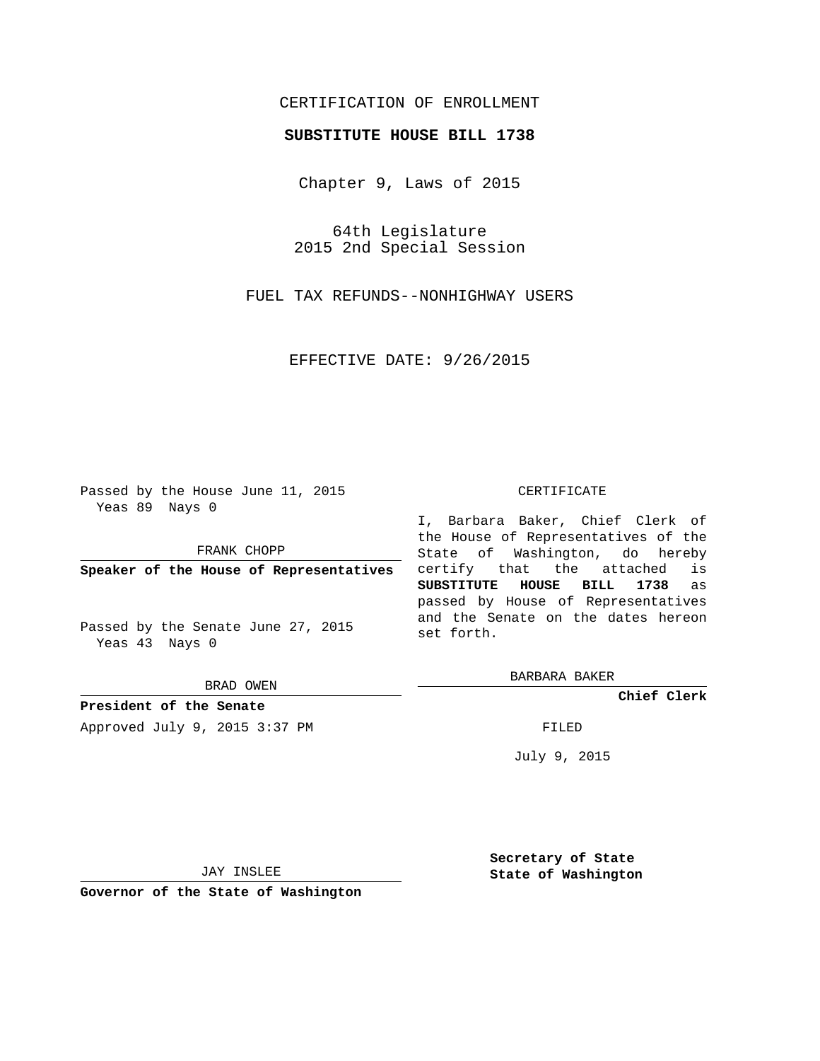CERTIFICATION OF ENROLLMENT

**SUBSTITUTE HOUSE BILL 1738**

Chapter 9, Laws of 2015

64th Legislature
2015 2nd Special Session

FUEL TAX REFUNDS--NONHIGHWAY USERS

EFFECTIVE DATE: 9/26/2015

Passed by the House June 11, 2015
Yeas 89 Nays 0

FRANK CHOPP

**Speaker of the House of Representatives**

Passed by the Senate June 27, 2015
Yeas 43 Nays 0

BRAD OWEN

**President of the Senate**

Approved July 9, 2015 3:37 PM

JAY INSLEE

**Governor of the State of Washington**

CERTIFICATE

I, Barbara Baker, Chief Clerk of the House of Representatives of the State of Washington, do hereby certify that the attached is **SUBSTITUTE HOUSE BILL 1738** as passed by House of Representatives and the Senate on the dates hereon set forth.

BARBARA BAKER

**Chief Clerk**

FILED

July 9, 2015

**Secretary of State**
**State of Washington**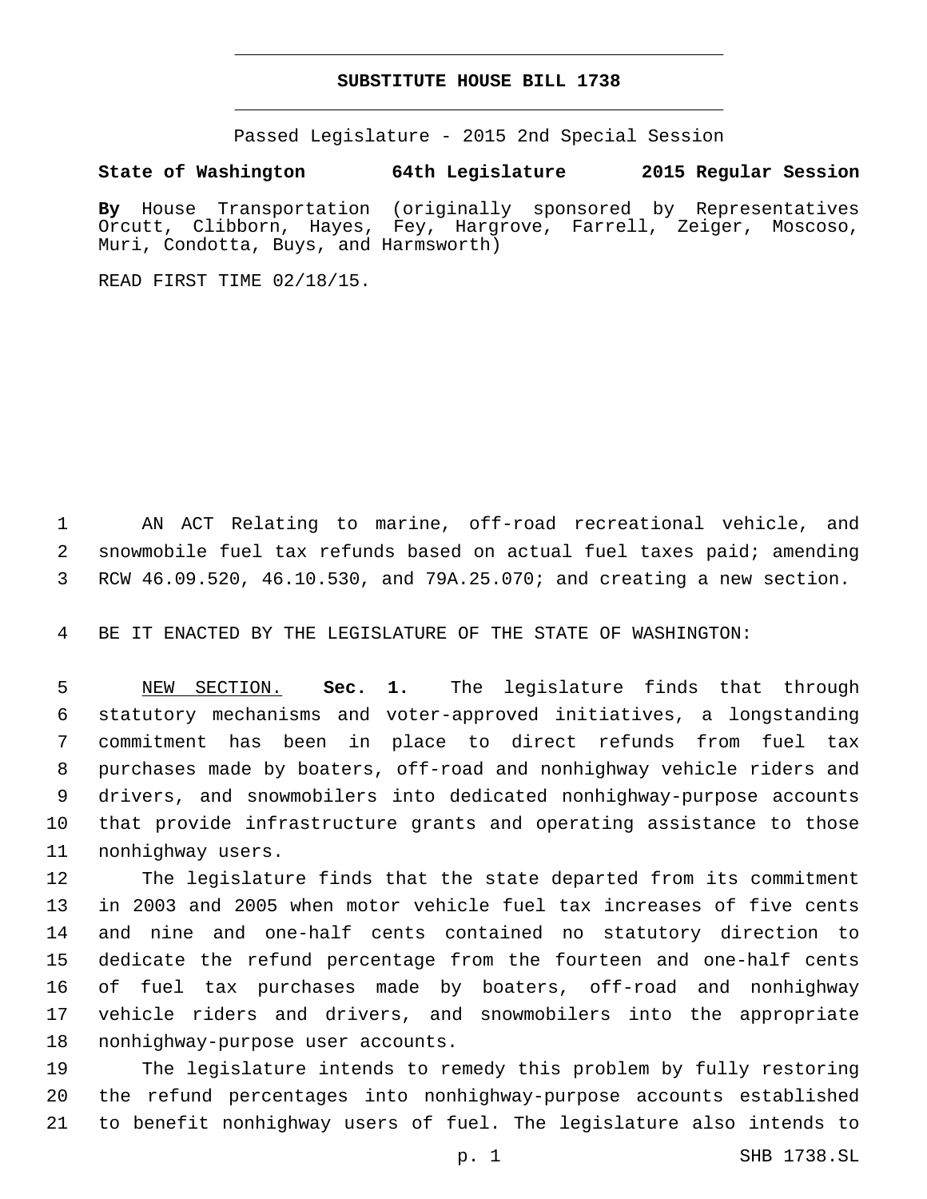# SUBSTITUTE HOUSE BILL 1738

Passed Legislature - 2015 2nd Special Session

**State of Washington 64th Legislature 2015 Regular Session**

**By** House Transportation (originally sponsored by Representatives Orcutt, Clibborn, Hayes, Fey, Hargrove, Farrell, Zeiger, Moscoso, Muri, Condotta, Buys, and Harmsworth)

READ FIRST TIME 02/18/15.

1 AN ACT Relating to marine, off-road recreational vehicle, and
2 snowmobile fuel tax refunds based on actual fuel taxes paid; amending
3 RCW 46.09.520, 46.10.530, and 79A.25.070; and creating a new section.

4 BE IT ENACTED BY THE LEGISLATURE OF THE STATE OF WASHINGTON:

5 NEW SECTION. **Sec. 1.** The legislature finds that through
6 statutory mechanisms and voter-approved initiatives, a longstanding
7 commitment has been in place to direct refunds from fuel tax
8 purchases made by boaters, off-road and nonhighway vehicle riders and
9 drivers, and snowmobilers into dedicated nonhighway-purpose accounts
10 that provide infrastructure grants and operating assistance to those
11 nonhighway users.

12 The legislature finds that the state departed from its commitment
13 in 2003 and 2005 when motor vehicle fuel tax increases of five cents
14 and nine and one-half cents contained no statutory direction to
15 dedicate the refund percentage from the fourteen and one-half cents
16 of fuel tax purchases made by boaters, off-road and nonhighway
17 vehicle riders and drivers, and snowmobilers into the appropriate
18 nonhighway-purpose user accounts.

19 The legislature intends to remedy this problem by fully restoring
20 the refund percentages into nonhighway-purpose accounts established
21 to benefit nonhighway users of fuel. The legislature also intends to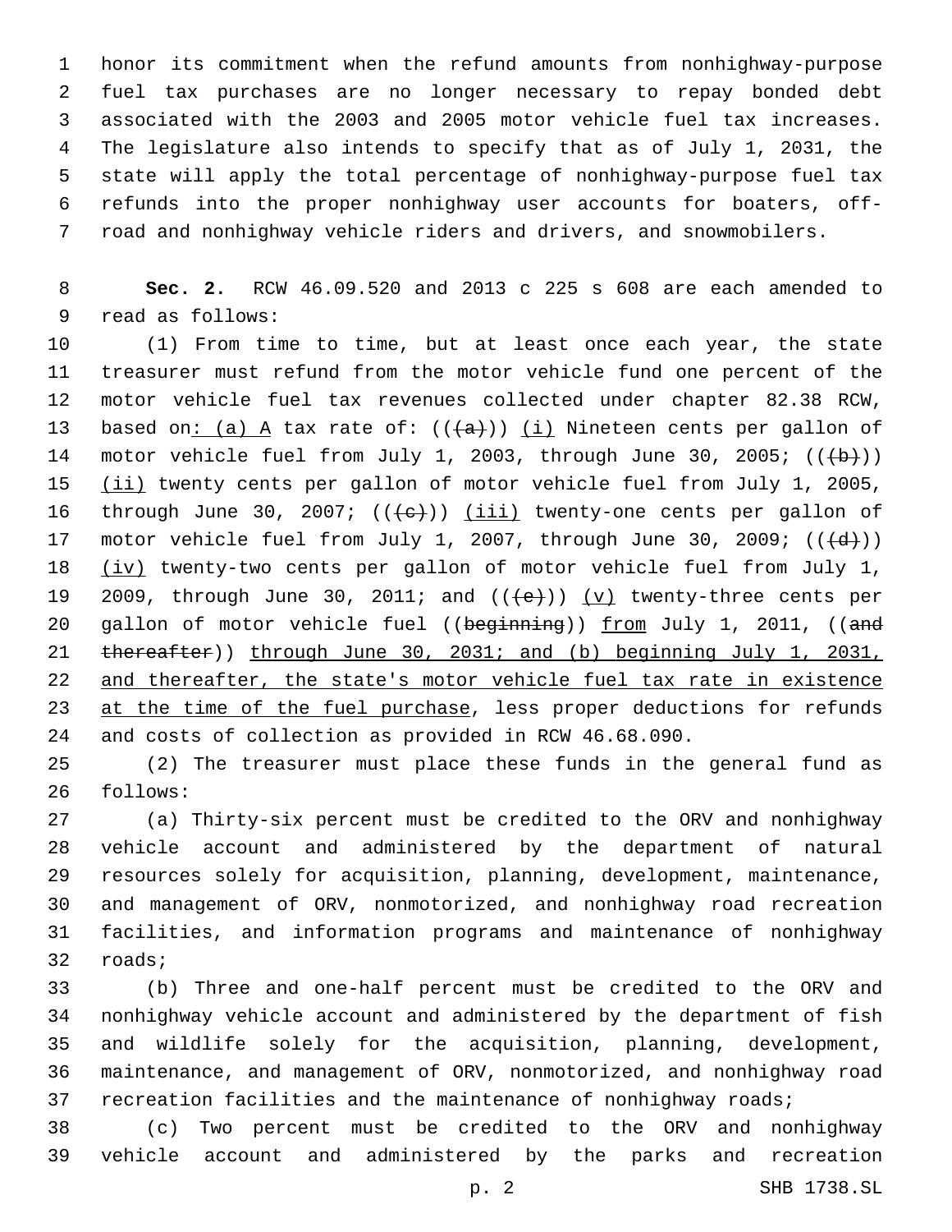honor its commitment when the refund amounts from nonhighway-purpose fuel tax purchases are no longer necessary to repay bonded debt associated with the 2003 and 2005 motor vehicle fuel tax increases. The legislature also intends to specify that as of July 1, 2031, the state will apply the total percentage of nonhighway-purpose fuel tax refunds into the proper nonhighway user accounts for boaters, off-road and nonhighway vehicle riders and drivers, and snowmobilers.

**Sec. 2.** RCW 46.09.520 and 2013 c 225 s 608 are each amended to read as follows:

(1) From time to time, but at least once each year, the state treasurer must refund from the motor vehicle fund one percent of the motor vehicle fuel tax revenues collected under chapter 82.38 RCW, based on: (a) A tax rate of: ~~((a))~~ (i) Nineteen cents per gallon of motor vehicle fuel from July 1, 2003, through June 30, 2005; ~~((b))~~ (ii) twenty cents per gallon of motor vehicle fuel from July 1, 2005, through June 30, 2007; ~~((c))~~ (iii) twenty-one cents per gallon of motor vehicle fuel from July 1, 2007, through June 30, 2009; ~~((d))~~ (iv) twenty-two cents per gallon of motor vehicle fuel from July 1, 2009, through June 30, 2011; and ~~((e))~~ (v) twenty-three cents per gallon of motor vehicle fuel ~~((beginning))~~ from July 1, 2011, ~~((and thereafter))~~ through June 30, 2031; and (b) beginning July 1, 2031, and thereafter, the state's motor vehicle fuel tax rate in existence at the time of the fuel purchase, less proper deductions for refunds and costs of collection as provided in RCW 46.68.090.

(2) The treasurer must place these funds in the general fund as follows:

(a) Thirty-six percent must be credited to the ORV and nonhighway vehicle account and administered by the department of natural resources solely for acquisition, planning, development, maintenance, and management of ORV, nonmotorized, and nonhighway road recreation facilities, and information programs and maintenance of nonhighway roads;

(b) Three and one-half percent must be credited to the ORV and nonhighway vehicle account and administered by the department of fish and wildlife solely for the acquisition, planning, development, maintenance, and management of ORV, nonmotorized, and nonhighway road recreation facilities and the maintenance of nonhighway roads;

(c) Two percent must be credited to the ORV and nonhighway vehicle account and administered by the parks and recreation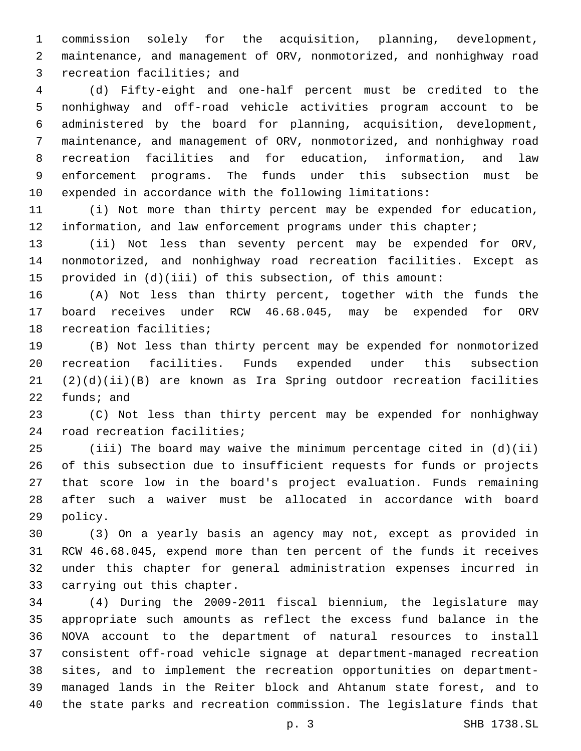commission solely for the acquisition, planning, development, maintenance, and management of ORV, nonmotorized, and nonhighway road recreation facilities; and

(d) Fifty-eight and one-half percent must be credited to the nonhighway and off-road vehicle activities program account to be administered by the board for planning, acquisition, development, maintenance, and management of ORV, nonmotorized, and nonhighway road recreation facilities and for education, information, and law enforcement programs. The funds under this subsection must be expended in accordance with the following limitations:

(i) Not more than thirty percent may be expended for education, information, and law enforcement programs under this chapter;

(ii) Not less than seventy percent may be expended for ORV, nonmotorized, and nonhighway road recreation facilities. Except as provided in (d)(iii) of this subsection, of this amount:

(A) Not less than thirty percent, together with the funds the board receives under RCW 46.68.045, may be expended for ORV recreation facilities;

(B) Not less than thirty percent may be expended for nonmotorized recreation facilities. Funds expended under this subsection (2)(d)(ii)(B) are known as Ira Spring outdoor recreation facilities funds; and

(C) Not less than thirty percent may be expended for nonhighway road recreation facilities;

(iii) The board may waive the minimum percentage cited in (d)(ii) of this subsection due to insufficient requests for funds or projects that score low in the board's project evaluation. Funds remaining after such a waiver must be allocated in accordance with board policy.

(3) On a yearly basis an agency may not, except as provided in RCW 46.68.045, expend more than ten percent of the funds it receives under this chapter for general administration expenses incurred in carrying out this chapter.

(4) During the 2009-2011 fiscal biennium, the legislature may appropriate such amounts as reflect the excess fund balance in the NOVA account to the department of natural resources to install consistent off-road vehicle signage at department-managed recreation sites, and to implement the recreation opportunities on department-managed lands in the Reiter block and Ahtanum state forest, and to the state parks and recreation commission. The legislature finds that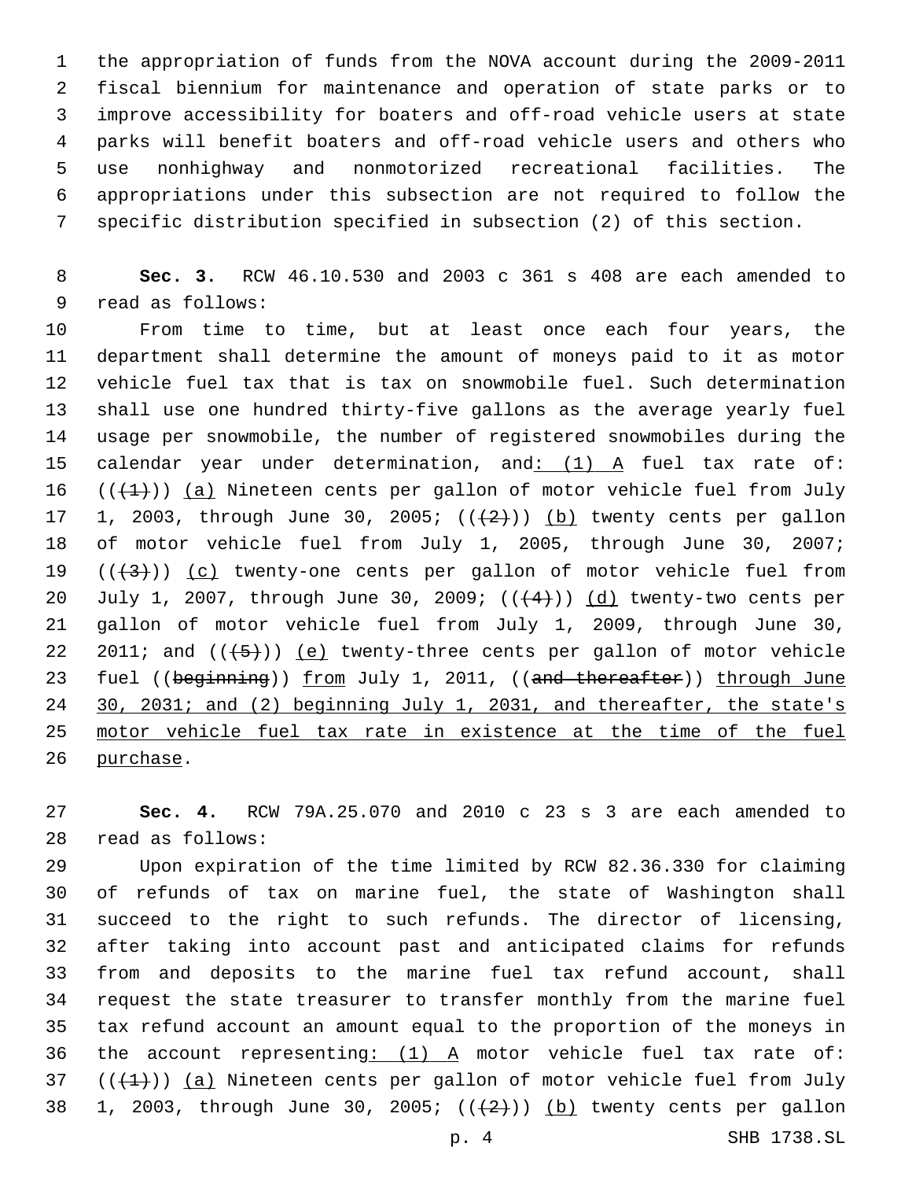the appropriation of funds from the NOVA account during the 2009-2011 fiscal biennium for maintenance and operation of state parks or to improve accessibility for boaters and off-road vehicle users at state parks will benefit boaters and off-road vehicle users and others who use nonhighway and nonmotorized recreational facilities. The appropriations under this subsection are not required to follow the specific distribution specified in subsection (2) of this section.

**Sec. 3.** RCW 46.10.530 and 2003 c 361 s 408 are each amended to read as follows:

From time to time, but at least once each four years, the department shall determine the amount of moneys paid to it as motor vehicle fuel tax that is tax on snowmobile fuel. Such determination shall use one hundred thirty-five gallons as the average yearly fuel usage per snowmobile, the number of registered snowmobiles during the calendar year under determination, and: (1) A fuel tax rate of: (((1))) (a) Nineteen cents per gallon of motor vehicle fuel from July 1, 2003, through June 30, 2005; (((2))) (b) twenty cents per gallon of motor vehicle fuel from July 1, 2005, through June 30, 2007; (((3))) (c) twenty-one cents per gallon of motor vehicle fuel from July 1, 2007, through June 30, 2009; (((4))) (d) twenty-two cents per gallon of motor vehicle fuel from July 1, 2009, through June 30, 2011; and (((5))) (e) twenty-three cents per gallon of motor vehicle fuel ((beginning)) from July 1, 2011, ((and thereafter)) through June 30, 2031; and (2) beginning July 1, 2031, and thereafter, the state's motor vehicle fuel tax rate in existence at the time of the fuel purchase.

**Sec. 4.** RCW 79A.25.070 and 2010 c 23 s 3 are each amended to read as follows:

Upon expiration of the time limited by RCW 82.36.330 for claiming of refunds of tax on marine fuel, the state of Washington shall succeed to the right to such refunds. The director of licensing, after taking into account past and anticipated claims for refunds from and deposits to the marine fuel tax refund account, shall request the state treasurer to transfer monthly from the marine fuel tax refund account an amount equal to the proportion of the moneys in the account representing: (1) A motor vehicle fuel tax rate of: (((1))) (a) Nineteen cents per gallon of motor vehicle fuel from July 1, 2003, through June 30, 2005; (((2))) (b) twenty cents per gallon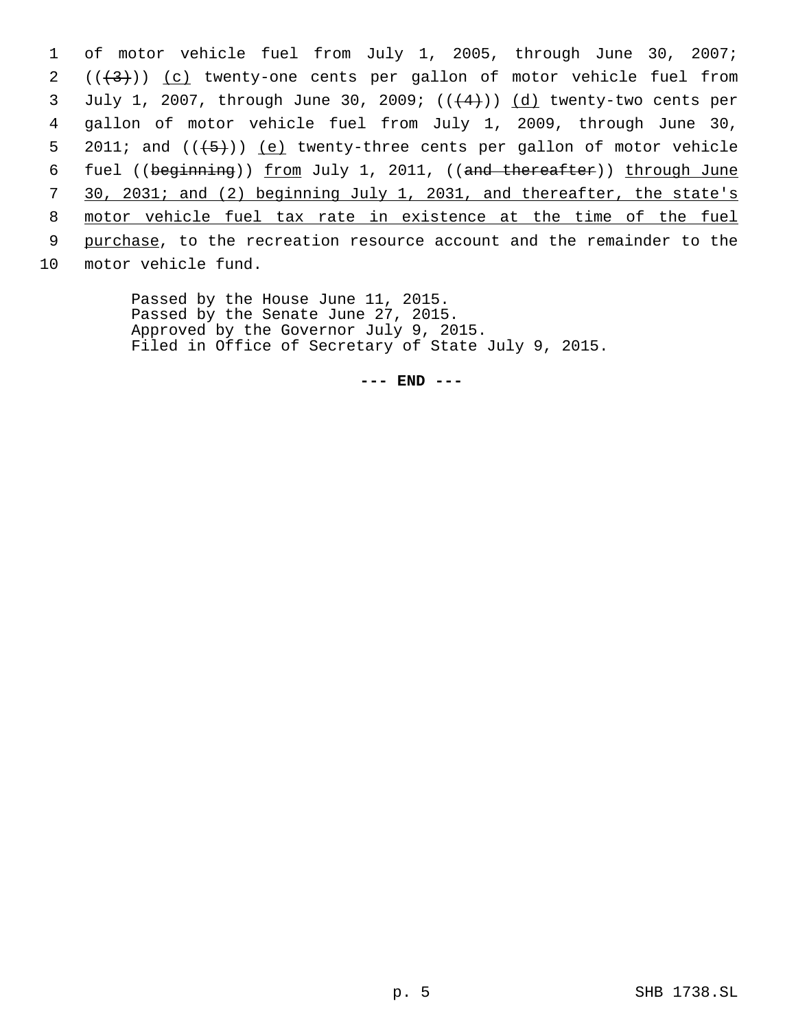of motor vehicle fuel from July 1, 2005, through June 30, 2007; ((~~(3)~~)) <u>(c)</u> twenty-one cents per gallon of motor vehicle fuel from July 1, 2007, through June 30, 2009; ((~~(4)~~)) <u>(d)</u> twenty-two cents per gallon of motor vehicle fuel from July 1, 2009, through June 30, 2011; and ((~~(5)~~)) <u>(e)</u> twenty-three cents per gallon of motor vehicle fuel ((~~beginning~~)) <u>from</u> July 1, 2011, ((~~and thereafter~~)) <u>through June 30, 2031; and (2) beginning July 1, 2031, and thereafter, the state's motor vehicle fuel tax rate in existence at the time of the fuel purchase</u>, to the recreation resource account and the remainder to the motor vehicle fund.

Passed by the House June 11, 2015.
Passed by the Senate June 27, 2015.
Approved by the Governor July 9, 2015.
Filed in Office of Secretary of State July 9, 2015.

**--- END ---**